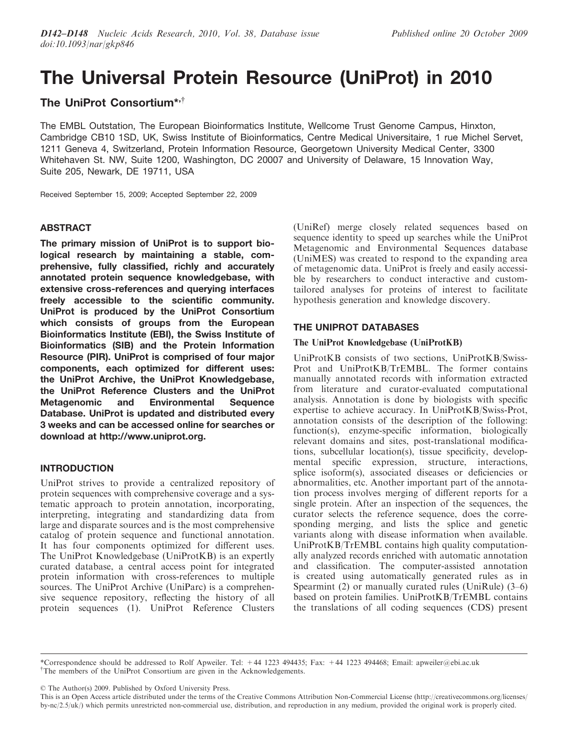# The Universal Protein Resource (UniProt) in 2010

## The UniProt Consortium*,†

The EMBL Outstation, The European Bioinformatics Institute, Wellcome Trust Genome Campus, Hinxton, Cambridge CB10 1SD, UK, Swiss Institute of Bioinformatics, Centre Medical Universitaire, 1 rue Michel Servet, 1211 Geneva 4, Switzerland, Protein Information Resource, Georgetown University Medical Center, 3300 Whitehaven St. NW, Suite 1200, Washington, DC 20007 and University of Delaware, 15 Innovation Way, Suite 205, Newark, DE 19711, USA

Received September 15, 2009; Accepted September 22, 2009

## ABSTRACT

**The primary mission of UniProt is to support biological research by maintaining a stable, comprehensive, fully classified, richly and accurately annotated protein sequence knowledgebase, with extensive cross-references and querying interfaces freely accessible to the scientific community. UniProt is produced by the UniProt Consortium which consists of groups from the European Bioinformatics Institute (EBI), the Swiss Institute of Bioinformatics (SIB) and the Protein Information Resource (PIR). UniProt is comprised of four major components, each optimized for different uses: the UniProt Archive, the UniProt Knowledgebase, the UniProt Reference Clusters and the UniProt Metagenomic and Environmental Sequence Database. UniProt is updated and distributed every 3 weeks and can be accessed online for searches or download at http://www.uniprot.org.**

## INTRODUCTION

UniProt strives to provide a centralized repository of protein sequences with comprehensive coverage and a systematic approach to protein annotation, incorporating, interpreting, integrating and standardizing data from large and disparate sources and is the most comprehensive catalog of protein sequence and functional annotation. It has four components optimized for different uses. The UniProt Knowledgebase (UniProtKB) is an expertly curated database, a central access point for integrated protein information with cross-references to multiple sources. The UniProt Archive (UniParc) is a comprehensive sequence repository, reflecting the history of all protein sequences (1). UniProt Reference Clusters (UniRef) merge closely related sequences based on sequence identity to speed up searches while the UniProt Metagenomic and Environmental Sequences database (UniMES) was created to respond to the expanding area of metagenomic data. UniProt is freely and easily accessible by researchers to conduct interactive and custom-tailored analyses for proteins of interest to facilitate hypothesis generation and knowledge discovery.

## THE UNIPROT DATABASES

### The UniProt Knowledgebase (UniProtKB)

UniProtKB consists of two sections, UniProtKB/Swiss-Prot and UniProtKB/TrEMBL. The former contains manually annotated records with information extracted from literature and curator-evaluated computational analysis. Annotation is done by biologists with specific expertise to achieve accuracy. In UniProtKB/Swiss-Prot, annotation consists of the description of the following: function(s), enzyme-specific information, biologically relevant domains and sites, post-translational modifications, subcellular location(s), tissue specificity, developmental specific expression, structure, interactions, splice isoform(s), associated diseases or deficiencies or abnormalities, etc. Another important part of the annotation process involves merging of different reports for a single protein. After an inspection of the sequences, the curator selects the reference sequence, does the corresponding merging, and lists the splice and genetic variants along with disease information when available. UniProtKB/TrEMBL contains high quality computationally analyzed records enriched with automatic annotation and classification. The computer-assisted annotation is created using automatically generated rules as in Spearmint (2) or manually curated rules (UniRule) (3–6) based on protein families. UniProtKB/TrEMBL contains the translations of all coding sequences (CDS) present

*Correspondence should be addressed to Rolf Apweiler. Tel: +44 1223 494435; Fax: +44 1223 494468; Email: apweiler@ebi.ac.uk
†The members of the UniProt Consortium are given in the Acknowledgements.

© The Author(s) 2009. Published by Oxford University Press.
This is an Open Access article distributed under the terms of the Creative Commons Attribution Non-Commercial License (http://creativecommons.org/licenses/by-nc/2.5/uk/) which permits unrestricted non-commercial use, distribution, and reproduction in any medium, provided the original work is properly cited.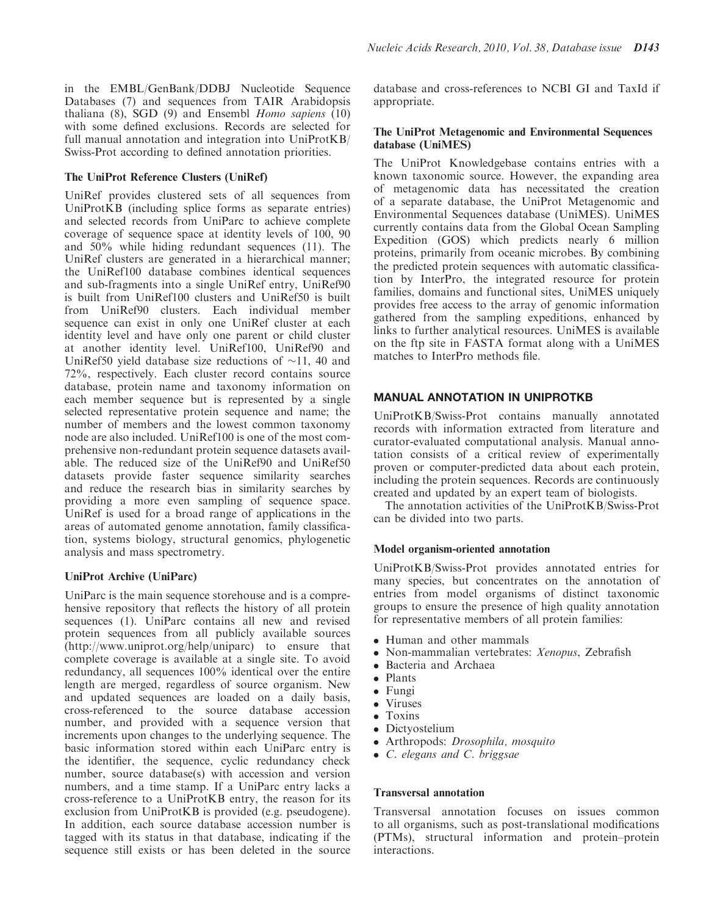in the EMBL/GenBank/DDBJ Nucleotide Sequence Databases (7) and sequences from TAIR Arabidopsis thaliana (8), SGD (9) and Ensembl *Homo sapiens* (10) with some defined exclusions. Records are selected for full manual annotation and integration into UniProtKB/Swiss-Prot according to defined annotation priorities.

### The UniProt Reference Clusters (UniRef)

UniRef provides clustered sets of all sequences from UniProtKB (including splice forms as separate entries) and selected records from UniParc to achieve complete coverage of sequence space at identity levels of 100, 90 and 50% while hiding redundant sequences (11). The UniRef clusters are generated in a hierarchical manner; the UniRef100 database combines identical sequences and sub-fragments into a single UniRef entry, UniRef90 is built from UniRef100 clusters and UniRef50 is built from UniRef90 clusters. Each individual member sequence can exist in only one UniRef cluster at each identity level and have only one parent or child cluster at another identity level. UniRef100, UniRef90 and UniRef50 yield database size reductions of ~11, 40 and 72%, respectively. Each cluster record contains source database, protein name and taxonomy information on each member sequence but is represented by a single selected representative protein sequence and name; the number of members and the lowest common taxonomy node are also included. UniRef100 is one of the most comprehensive non-redundant protein sequence datasets available. The reduced size of the UniRef90 and UniRef50 datasets provide faster sequence similarity searches and reduce the research bias in similarity searches by providing a more even sampling of sequence space. UniRef is used for a broad range of applications in the areas of automated genome annotation, family classification, systems biology, structural genomics, phylogenetic analysis and mass spectrometry.

### UniProt Archive (UniParc)

UniParc is the main sequence storehouse and is a comprehensive repository that reflects the history of all protein sequences (1). UniParc contains all new and revised protein sequences from all publicly available sources (http://www.uniprot.org/help/uniparc) to ensure that complete coverage is available at a single site. To avoid redundancy, all sequences 100% identical over the entire length are merged, regardless of source organism. New and updated sequences are loaded on a daily basis, cross-referenced to the source database accession number, and provided with a sequence version that increments upon changes to the underlying sequence. The basic information stored within each UniParc entry is the identifier, the sequence, cyclic redundancy check number, source database(s) with accession and version numbers, and a time stamp. If a UniParc entry lacks a cross-reference to a UniProtKB entry, the reason for its exclusion from UniProtKB is provided (e.g. pseudogene). In addition, each source database accession number is tagged with its status in that database, indicating if the sequence still exists or has been deleted in the source database and cross-references to NCBI GI and TaxId if appropriate.

### The UniProt Metagenomic and Environmental Sequences database (UniMES)

The UniProt Knowledgebase contains entries with a known taxonomic source. However, the expanding area of metagenomic data has necessitated the creation of a separate database, the UniProt Metagenomic and Environmental Sequences database (UniMES). UniMES currently contains data from the Global Ocean Sampling Expedition (GOS) which predicts nearly 6 million proteins, primarily from oceanic microbes. By combining the predicted protein sequences with automatic classification by InterPro, the integrated resource for protein families, domains and functional sites, UniMES uniquely provides free access to the array of genomic information gathered from the sampling expeditions, enhanced by links to further analytical resources. UniMES is available on the ftp site in FASTA format along with a UniMES matches to InterPro methods file.

## MANUAL ANNOTATION IN UNIPROTKB

UniProtKB/Swiss-Prot contains manually annotated records with information extracted from literature and curator-evaluated computational analysis. Manual annotation consists of a critical review of experimentally proven or computer-predicted data about each protein, including the protein sequences. Records are continuously created and updated by an expert team of biologists.

The annotation activities of the UniProtKB/Swiss-Prot can be divided into two parts.

### Model organism-oriented annotation

UniProtKB/Swiss-Prot provides annotated entries for many species, but concentrates on the annotation of entries from model organisms of distinct taxonomic groups to ensure the presence of high quality annotation for representative members of all protein families:

- Human and other mammals
- Non-mammalian vertebrates: *Xenopus*, Zebrafish
- Bacteria and Archaea
- Plants
- Fungi
- Viruses
- Toxins
- Dictyostelium
- Arthropods: *Drosophila, mosquito*
- *C. elegans and C. briggsae*

### Transversal annotation

Transversal annotation focuses on issues common to all organisms, such as post-translational modifications (PTMs), structural information and protein–protein interactions.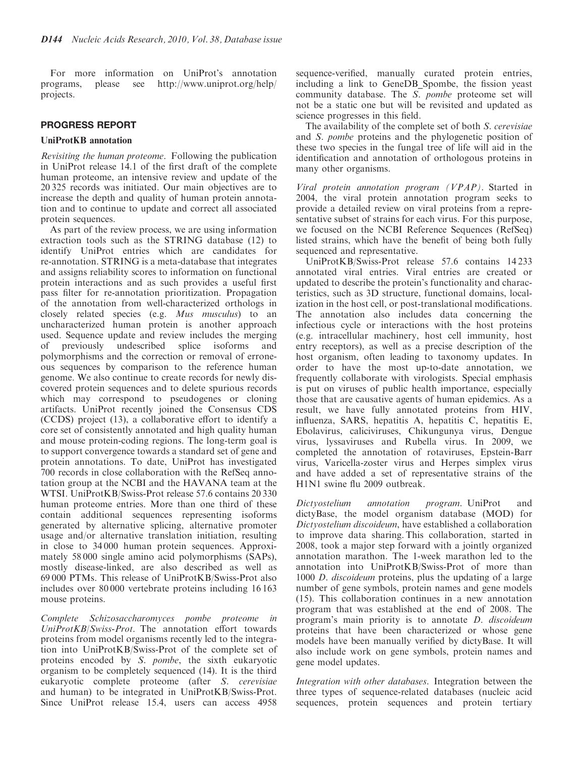For more information on UniProt's annotation programs, please see http://www.uniprot.org/help/projects.

## PROGRESS REPORT

### UniProtKB annotation

*Revisiting the human proteome.* Following the publication in UniProt release 14.1 of the first draft of the complete human proteome, an intensive review and update of the 20 325 records was initiated. Our main objectives are to increase the depth and quality of human protein annotation and to continue to update and correct all associated protein sequences.

As part of the review process, we are using information extraction tools such as the STRING database (12) to identify UniProt entries which are candidates for re-annotation. STRING is a meta-database that integrates and assigns reliability scores to information on functional protein interactions and as such provides a useful first pass filter for re-annotation prioritization. Propagation of the annotation from well-characterized orthologs in closely related species (e.g. *Mus musculus*) to an uncharacterized human protein is another approach used. Sequence update and review includes the merging of previously undescribed splice isoforms and polymorphisms and the correction or removal of erroneous sequences by comparison to the reference human genome. We also continue to create records for newly discovered protein sequences and to delete spurious records which may correspond to pseudogenes or cloning artifacts. UniProt recently joined the Consensus CDS (CCDS) project (13), a collaborative effort to identify a core set of consistently annotated and high quality human and mouse protein-coding regions. The long-term goal is to support convergence towards a standard set of gene and protein annotations. To date, UniProt has investigated 700 records in close collaboration with the RefSeq annotation group at the NCBI and the HAVANA team at the WTSI. UniProtKB/Swiss-Prot release 57.6 contains 20 330 human proteome entries. More than one third of these contain additional sequences representing isoforms generated by alternative splicing, alternative promoter usage and/or alternative translation initiation, resulting in close to 34 000 human protein sequences. Approximately 58 000 single amino acid polymorphisms (SAPs), mostly disease-linked, are also described as well as 69 000 PTMs. This release of UniProtKB/Swiss-Prot also includes over 80 000 vertebrate proteins including 16 163 mouse proteins.

*Complete Schizosaccharomyces pombe proteome in UniProtKB/Swiss-Prot.* The annotation effort towards proteins from model organisms recently led to the integration into UniProtKB/Swiss-Prot of the complete set of proteins encoded by *S. pombe*, the sixth eukaryotic organism to be completely sequenced (14). It is the third eukaryotic complete proteome (after *S. cerevisiae* and human) to be integrated in UniProtKB/Swiss-Prot. Since UniProt release 15.4, users can access 4958 sequence-verified, manually curated protein entries, including a link to GeneDB_Spombe, the fission yeast community database. The *S. pombe* proteome set will not be a static one but will be revisited and updated as science progresses in this field.

The availability of the complete set of both *S. cerevisiae* and *S. pombe* proteins and the phylogenetic position of these two species in the fungal tree of life will aid in the identification and annotation of orthologous proteins in many other organisms.

*Viral protein annotation program (VPAP).* Started in 2004, the viral protein annotation program seeks to provide a detailed review on viral proteins from a representative subset of strains for each virus. For this purpose, we focused on the NCBI Reference Sequences (RefSeq) listed strains, which have the benefit of being both fully sequenced and representative.

UniProtKB/Swiss-Prot release 57.6 contains 14 233 annotated viral entries. Viral entries are created or updated to describe the protein's functionality and characteristics, such as 3D structure, functional domains, localization in the host cell, or post-translational modifications. The annotation also includes data concerning the infectious cycle or interactions with the host proteins (e.g. intracellular machinery, host cell immunity, host entry receptors), as well as a precise description of the host organism, often leading to taxonomy updates. In order to have the most up-to-date annotation, we frequently collaborate with virologists. Special emphasis is put on viruses of public health importance, especially those that are causative agents of human epidemics. As a result, we have fully annotated proteins from HIV, influenza, SARS, hepatitis A, hepatitis C, hepatitis E, Ebolavirus, caliciviruses, Chikungunya virus, Dengue virus, lyssaviruses and Rubella virus. In 2009, we completed the annotation of rotaviruses, Epstein-Barr virus, Varicella-zoster virus and Herpes simplex virus and have added a set of representative strains of the H1N1 swine flu 2009 outbreak.

*Dictyostelium annotation program.* UniProt and dictyBase, the model organism database (MOD) for *Dictyostelium discoideum*, have established a collaboration to improve data sharing. This collaboration, started in 2008, took a major step forward with a jointly organized annotation marathon. The 1-week marathon led to the annotation into UniProtKB/Swiss-Prot of more than 1000 *D. discoideum* proteins, plus the updating of a large number of gene symbols, protein names and gene models (15). This collaboration continues in a new annotation program that was established at the end of 2008. The program's main priority is to annotate *D. discoideum* proteins that have been characterized or whose gene models have been manually verified by dictyBase. It will also include work on gene symbols, protein names and gene model updates.

*Integration with other databases.* Integration between the three types of sequence-related databases (nucleic acid sequences, protein sequences and protein tertiary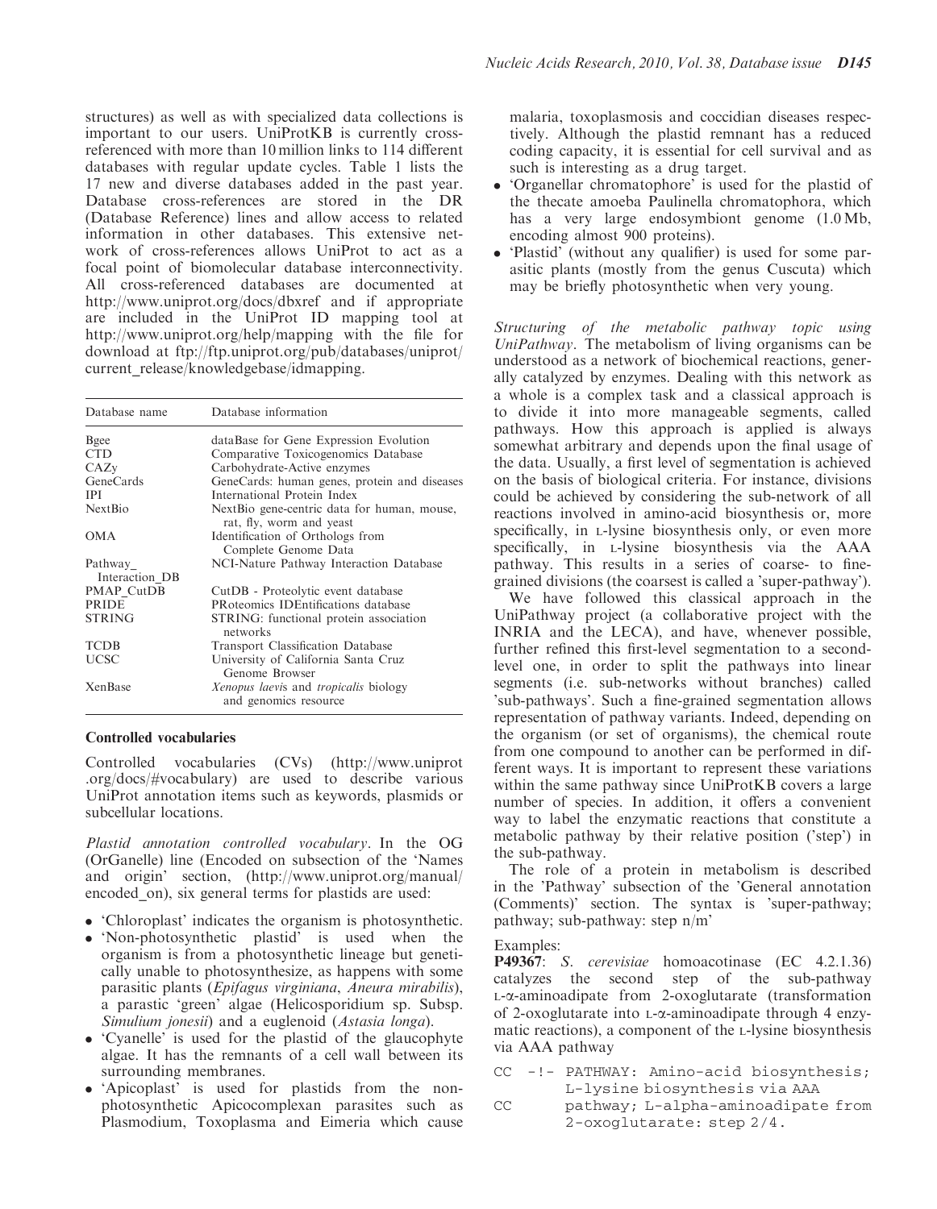structures) as well as with specialized data collections is important to our users. UniProtKB is currently cross-referenced with more than 10 million links to 114 different databases with regular update cycles. Table 1 lists the 17 new and diverse databases added in the past year. Database cross-references are stored in the DR (Database Reference) lines and allow access to related information in other databases. This extensive network of cross-references allows UniProt to act as a focal point of biomolecular database interconnectivity. All cross-referenced databases are documented at http://www.uniprot.org/docs/dbxref and if appropriate are included in the UniProt ID mapping tool at http://www.uniprot.org/help/mapping with the file for download at ftp://ftp.uniprot.org/pub/databases/uniprot/current_release/knowledgebase/idmapping.

| Database name | Database information |
|---|---|
| Bgee | dataBase for Gene Expression Evolution |
| CTD | Comparative Toxicogenomics Database |
| CAZy | Carbohydrate-Active enzymes |
| GeneCards | GeneCards: human genes, protein and diseases |
| IPI | International Protein Index |
| NextBio | NextBio gene-centric data for human, mouse, rat, fly, worm and yeast |
| OMA | Identification of Orthologs from Complete Genome Data |
| Pathway_ Interaction_DB | NCI-Nature Pathway Interaction Database |
| PMAP_CutDB | CutDB - Proteolytic event database |
| PRIDE | PRoteomics IDEntifications database |
| STRING | STRING: functional protein association networks |
| TCDB | Transport Classification Database |
| UCSC | University of California Santa Cruz Genome Browser |
| XenBase | *Xenopus laevis* and *tropicalis* biology and genomics resource |

### Controlled vocabularies

Controlled vocabularies (CVs) (http://www.uniprot.org/docs/#vocabulary) are used to describe various UniProt annotation items such as keywords, plasmids or subcellular locations.

*Plastid annotation controlled vocabulary*. In the OG (OrGanelle) line (Encoded on subsection of the 'Names and origin' section, (http://www.uniprot.org/manual/encoded_on), six general terms for plastids are used:

- 'Chloroplast' indicates the organism is photosynthetic.
- 'Non-photosynthetic plastid' is used when the organism is from a photosynthetic lineage but genetically unable to photosynthesize, as happens with some parasitic plants (*Epifagus virginiana*, *Aneura mirabilis*), a parastic 'green' algae (Helicosporidium sp. Subsp. *Simulium jonesii*) and a euglenoid (*Astasia longa*).
- 'Cyanelle' is used for the plastid of the glaucophyte algae. It has the remnants of a cell wall between its surrounding membranes.
- 'Apicoplast' is used for plastids from the non-photosynthetic Apicocomplexan parasites such as Plasmodium, Toxoplasma and Eimeria which cause malaria, toxoplasmosis and coccidian diseases respectively. Although the plastid remnant has a reduced coding capacity, it is essential for cell survival and as such is interesting as a drug target.
- 'Organellar chromatophore' is used for the plastid of the thecate amoeba Paulinella chromatophora, which has a very large endosymbiont genome (1.0 Mb, encoding almost 900 proteins).
- 'Plastid' (without any qualifier) is used for some parasitic plants (mostly from the genus Cuscuta) which may be briefly photosynthetic when very young.

*Structuring of the metabolic pathway topic using UniPathway*. The metabolism of living organisms can be understood as a network of biochemical reactions, generally catalyzed by enzymes. Dealing with this network as a whole is a complex task and a classical approach is to divide it into more manageable segments, called pathways. How this approach is applied is always somewhat arbitrary and depends upon the final usage of the data. Usually, a first level of segmentation is achieved on the basis of biological criteria. For instance, divisions could be achieved by considering the sub-network of all reactions involved in amino-acid biosynthesis or, more specifically, in L-lysine biosynthesis only, or even more specifically, in L-lysine biosynthesis via the AAA pathway. This results in a series of coarse- to fine-grained divisions (the coarsest is called a 'super-pathway').

We have followed this classical approach in the UniPathway project (a collaborative project with the INRIA and the LECA), and have, whenever possible, further refined this first-level segmentation to a second-level one, in order to split the pathways into linear segments (i.e. sub-networks without branches) called 'sub-pathways'. Such a fine-grained segmentation allows representation of pathway variants. Indeed, depending on the organism (or set of organisms), the chemical route from one compound to another can be performed in different ways. It is important to represent these variations within the same pathway since UniProtKB covers a large number of species. In addition, it offers a convenient way to label the enzymatic reactions that constitute a metabolic pathway by their relative position ('step') in the sub-pathway.

The role of a protein in metabolism is described in the 'Pathway' subsection of the 'General annotation (Comments)' section. The syntax is 'super-pathway; pathway; sub-pathway: step n/m'

Examples:

**P49367**: *S. cerevisiae* homoacotinase (EC 4.2.1.36) catalyzes the second step of the sub-pathway L-α-aminoadipate from 2-oxoglutarate (transformation of 2-oxoglutarate into L-α-aminoadipate through 4 enzymatic reactions), a component of the L-lysine biosynthesis via AAA pathway

```
CC  -!- PATHWAY: Amino-acid biosynthesis;
        L-lysine biosynthesis via AAA
CC      pathway; L-alpha-aminoadipate from
        2-oxoglutarate: step 2/4.
```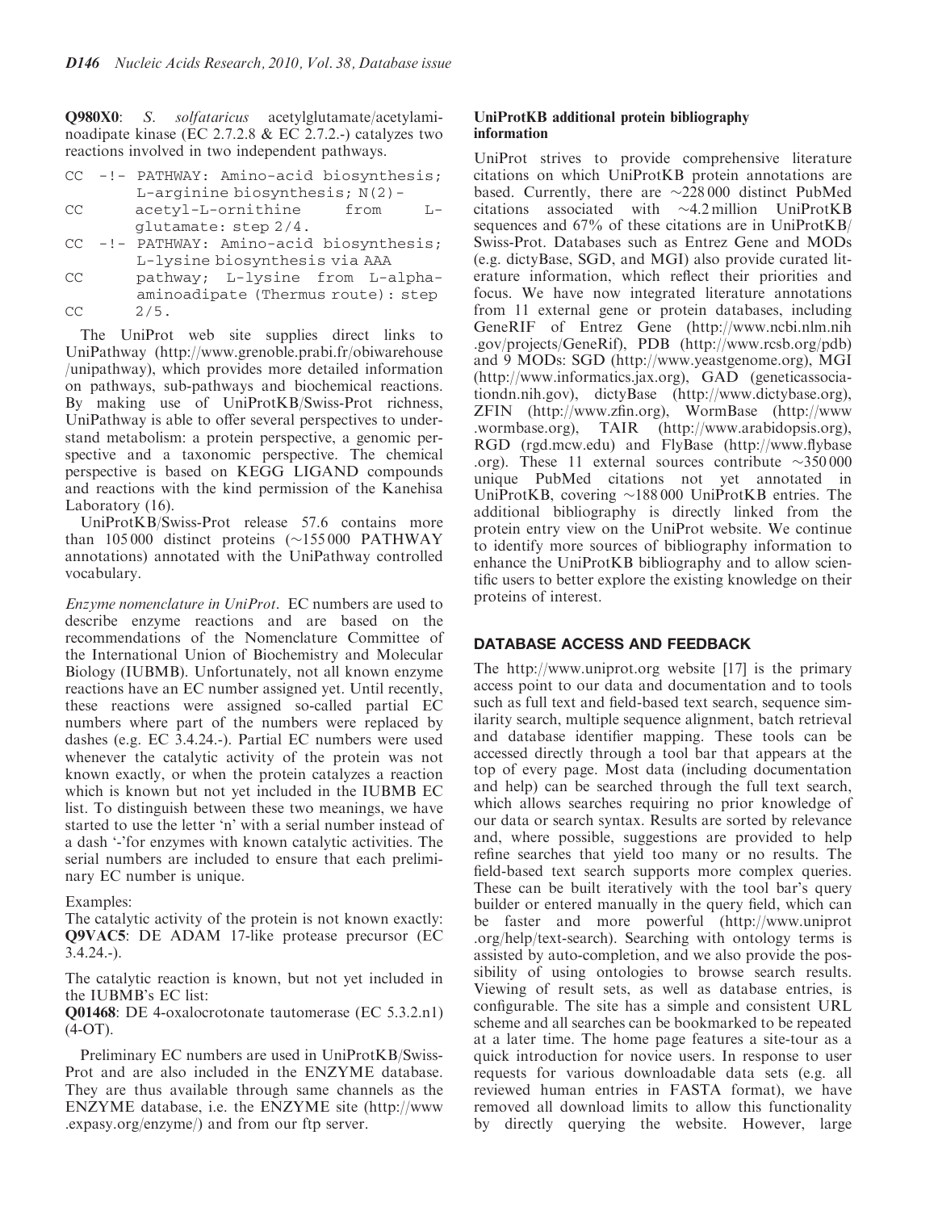**Q980X0**: *S. solfataricus* acetylglutamate/acetylaminoadipate kinase (EC 2.7.2.8 & EC 2.7.2.-) catalyzes two reactions involved in two independent pathways.

```
CC  -!- PATHWAY: Amino-acid biosynthesis;
        L-arginine biosynthesis; N(2)-
CC      acetyl-L-ornithine    from    L-
        glutamate: step 2/4.
CC  -!- PATHWAY: Amino-acid biosynthesis;
        L-lysine biosynthesis via AAA
CC      pathway; L-lysine from L-alpha-
        aminoadipate (Thermus route): step
CC      2/5.
```

The UniProt web site supplies direct links to UniPathway (http://www.grenoble.prabi.fr/obiwarehouse/unipathway), which provides more detailed information on pathways, sub-pathways and biochemical reactions. By making use of UniProtKB/Swiss-Prot richness, UniPathway is able to offer several perspectives to understand metabolism: a protein perspective, a genomic perspective and a taxonomic perspective. The chemical perspective is based on KEGG LIGAND compounds and reactions with the kind permission of the Kanehisa Laboratory (16).

UniProtKB/Swiss-Prot release 57.6 contains more than 105 000 distinct proteins (∼155 000 PATHWAY annotations) annotated with the UniPathway controlled vocabulary.

*Enzyme nomenclature in UniProt*. EC numbers are used to describe enzyme reactions and are based on the recommendations of the Nomenclature Committee of the International Union of Biochemistry and Molecular Biology (IUBMB). Unfortunately, not all known enzyme reactions have an EC number assigned yet. Until recently, these reactions were assigned so-called partial EC numbers where part of the numbers were replaced by dashes (e.g. EC 3.4.24.-). Partial EC numbers were used whenever the catalytic activity of the protein was not known exactly, or when the protein catalyzes a reaction which is known but not yet included in the IUBMB EC list. To distinguish between these two meanings, we have started to use the letter 'n' with a serial number instead of a dash '-'for enzymes with known catalytic activities. The serial numbers are included to ensure that each preliminary EC number is unique.

Examples:

The catalytic activity of the protein is not known exactly:
**Q9VAC5**: DE ADAM 17-like protease precursor (EC 3.4.24.-).

The catalytic reaction is known, but not yet included in the IUBMB's EC list:
**Q01468**: DE 4-oxalocrotonate tautomerase (EC 5.3.2.n1) (4-OT).

Preliminary EC numbers are used in UniProtKB/Swiss-Prot and are also included in the ENZYME database. They are thus available through same channels as the ENZYME database, i.e. the ENZYME site (http://www.expasy.org/enzyme/) and from our ftp server.

#### UniProtKB additional protein bibliography information

UniProt strives to provide comprehensive literature citations on which UniProtKB protein annotations are based. Currently, there are ∼228 000 distinct PubMed citations associated with ∼4.2 million UniProtKB sequences and 67% of these citations are in UniProtKB/Swiss-Prot. Databases such as Entrez Gene and MODs (e.g. dictyBase, SGD, and MGI) also provide curated literature information, which reflect their priorities and focus. We have now integrated literature annotations from 11 external gene or protein databases, including GeneRIF of Entrez Gene (http://www.ncbi.nlm.nih.gov/projects/GeneRif), PDB (http://www.rcsb.org/pdb) and 9 MODs: SGD (http://www.yeastgenome.org), MGI (http://www.informatics.jax.org), GAD (geneticassociationdn.nih.gov), dictyBase (http://www.dictybase.org), ZFIN (http://www.zfin.org), WormBase (http://www.wormbase.org), TAIR (http://www.arabidopsis.org), RGD (rgd.mcw.edu) and FlyBase (http://www.flybase.org). These 11 external sources contribute ∼350 000 unique PubMed citations not yet annotated in UniProtKB, covering ∼188 000 UniProtKB entries. The additional bibliography is directly linked from the protein entry view on the UniProt website. We continue to identify more sources of bibliography information to enhance the UniProtKB bibliography and to allow scientific users to better explore the existing knowledge on their proteins of interest.

## DATABASE ACCESS AND FEEDBACK

The http://www.uniprot.org website [17] is the primary access point to our data and documentation and to tools such as full text and field-based text search, sequence similarity search, multiple sequence alignment, batch retrieval and database identifier mapping. These tools can be accessed directly through a tool bar that appears at the top of every page. Most data (including documentation and help) can be searched through the full text search, which allows searches requiring no prior knowledge of our data or search syntax. Results are sorted by relevance and, where possible, suggestions are provided to help refine searches that yield too many or no results. The field-based text search supports more complex queries. These can be built iteratively with the tool bar's query builder or entered manually in the query field, which can be faster and more powerful (http://www.uniprot.org/help/text-search). Searching with ontology terms is assisted by auto-completion, and we also provide the possibility of using ontologies to browse search results. Viewing of result sets, as well as database entries, is configurable. The site has a simple and consistent URL scheme and all searches can be bookmarked to be repeated at a later time. The home page features a site-tour as a quick introduction for novice users. In response to user requests for various downloadable data sets (e.g. all reviewed human entries in FASTA format), we have removed all download limits to allow this functionality by directly querying the website. However, large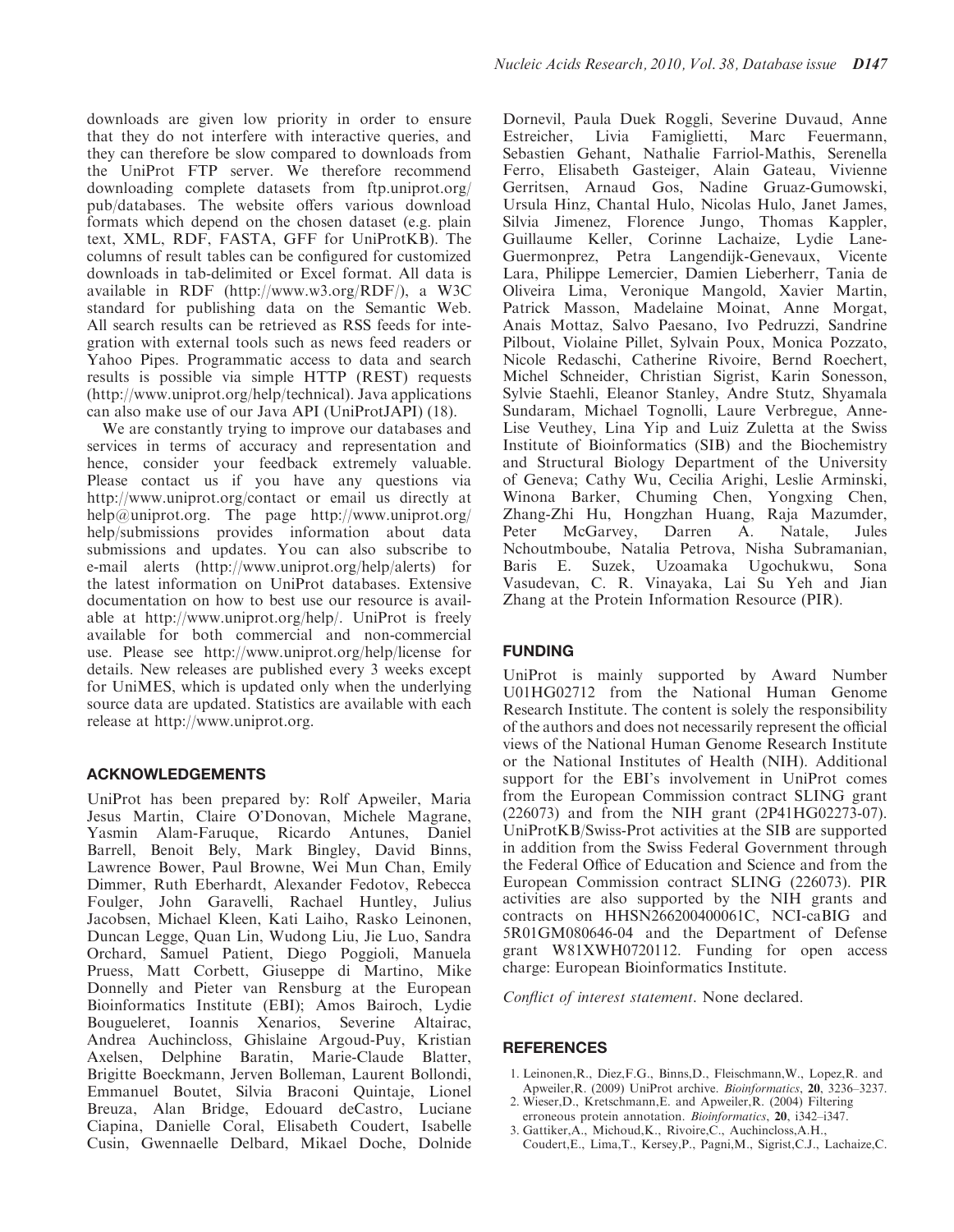downloads are given low priority in order to ensure that they do not interfere with interactive queries, and they can therefore be slow compared to downloads from the UniProt FTP server. We therefore recommend downloading complete datasets from ftp.uniprot.org/pub/databases. The website offers various download formats which depend on the chosen dataset (e.g. plain text, XML, RDF, FASTA, GFF for UniProtKB). The columns of result tables can be configured for customized downloads in tab-delimited or Excel format. All data is available in RDF (http://www.w3.org/RDF/), a W3C standard for publishing data on the Semantic Web. All search results can be retrieved as RSS feeds for integration with external tools such as news feed readers or Yahoo Pipes. Programmatic access to data and search results is possible via simple HTTP (REST) requests (http://www.uniprot.org/help/technical). Java applications can also make use of our Java API (UniProtJAPI) (18).

We are constantly trying to improve our databases and services in terms of accuracy and representation and hence, consider your feedback extremely valuable. Please contact us if you have any questions via http://www.uniprot.org/contact or email us directly at help@uniprot.org. The page http://www.uniprot.org/help/submissions provides information about data submissions and updates. You can also subscribe to e-mail alerts (http://www.uniprot.org/help/alerts) for the latest information on UniProt databases. Extensive documentation on how to best use our resource is available at http://www.uniprot.org/help/. UniProt is freely available for both commercial and non-commercial use. Please see http://www.uniprot.org/help/license for details. New releases are published every 3 weeks except for UniMES, which is updated only when the underlying source data are updated. Statistics are available with each release at http://www.uniprot.org.

## ACKNOWLEDGEMENTS

UniProt has been prepared by: Rolf Apweiler, Maria Jesus Martin, Claire O'Donovan, Michele Magrane, Yasmin Alam-Faruque, Ricardo Antunes, Daniel Barrell, Benoit Bely, Mark Bingley, David Binns, Lawrence Bower, Paul Browne, Wei Mun Chan, Emily Dimmer, Ruth Eberhardt, Alexander Fedotov, Rebecca Foulger, John Garavelli, Rachael Huntley, Julius Jacobsen, Michael Kleen, Kati Laiho, Rasko Leinonen, Duncan Legge, Quan Lin, Wudong Liu, Jie Luo, Sandra Orchard, Samuel Patient, Diego Poggioli, Manuela Pruess, Matt Corbett, Giuseppe di Martino, Mike Donnelly and Pieter van Rensburg at the European Bioinformatics Institute (EBI); Amos Bairoch, Lydie Bougueleret, Ioannis Xenarios, Severine Altairac, Andrea Auchincloss, Ghislaine Argoud-Puy, Kristian Axelsen, Delphine Baratin, Marie-Claude Blatter, Brigitte Boeckmann, Jerven Bolleman, Laurent Bollondi, Emmanuel Boutet, Silvia Braconi Quintaje, Lionel Breuza, Alan Bridge, Edouard deCastro, Luciane Ciapina, Danielle Coral, Elisabeth Coudert, Isabelle Cusin, Gwennaelle Delbard, Mikael Doche, Dolnide Dornevil, Paula Duek Roggli, Severine Duvaud, Anne Estreicher, Livia Famiglietti, Marc Feuermann, Sebastien Gehant, Nathalie Farriol-Mathis, Serenella Ferro, Elisabeth Gasteiger, Alain Gateau, Vivienne Gerritsen, Arnaud Gos, Nadine Gruaz-Gumowski, Ursula Hinz, Chantal Hulo, Nicolas Hulo, Janet James, Silvia Jimenez, Florence Jungo, Thomas Kappler, Guillaume Keller, Corinne Lachaize, Lydie Lane-Guermonprez, Petra Langendijk-Genevaux, Vicente Lara, Philippe Lemercier, Damien Lieberherr, Tania de Oliveira Lima, Veronique Mangold, Xavier Martin, Patrick Masson, Madelaine Moinat, Anne Morgat, Anais Mottaz, Salvo Paesano, Ivo Pedruzzi, Sandrine Pilbout, Violaine Pillet, Sylvain Poux, Monica Pozzato, Nicole Redaschi, Catherine Rivoire, Bernd Roechert, Michel Schneider, Christian Sigrist, Karin Sonesson, Sylvie Staehli, Eleanor Stanley, Andre Stutz, Shyamala Sundaram, Michael Tognolli, Laure Verbregue, Anne-Lise Veuthey, Lina Yip and Luiz Zuletta at the Swiss Institute of Bioinformatics (SIB) and the Biochemistry and Structural Biology Department of the University of Geneva; Cathy Wu, Cecilia Arighi, Leslie Arminski, Winona Barker, Chuming Chen, Yongxing Chen, Zhang-Zhi Hu, Hongzhan Huang, Raja Mazumder, Peter McGarvey, Darren A. Natale, Jules Nchoutmboube, Natalia Petrova, Nisha Subramanian, Baris E. Suzek, Uzoamaka Ugochukwu, Sona Vasudevan, C. R. Vinayaka, Lai Su Yeh and Jian Zhang at the Protein Information Resource (PIR).

## FUNDING

UniProt is mainly supported by Award Number U01HG02712 from the National Human Genome Research Institute. The content is solely the responsibility of the authors and does not necessarily represent the official views of the National Human Genome Research Institute or the National Institutes of Health (NIH). Additional support for the EBI's involvement in UniProt comes from the European Commission contract SLING grant (226073) and from the NIH grant (2P41HG02273-07). UniProtKB/Swiss-Prot activities at the SIB are supported in addition from the Swiss Federal Government through the Federal Office of Education and Science and from the European Commission contract SLING (226073). PIR activities are also supported by the NIH grants and contracts on HHSN266200400061C, NCI-caBIG and 5R01GM080646-04 and the Department of Defense grant W81XWH0720112. Funding for open access charge: European Bioinformatics Institute.

*Conflict of interest statement*. None declared.

## REFERENCES

1. Leinonen,R., Diez,F.G., Binns,D., Fleischmann,W., Lopez,R. and Apweiler,R. (2009) UniProt archive. *Bioinformatics*, **20**, 3236–3237.
2. Wieser,D., Kretschmann,E. and Apweiler,R. (2004) Filtering erroneous protein annotation. *Bioinformatics*, **20**, i342–i347.
3. Gattiker,A., Michoud,K., Rivoire,C., Auchincloss,A.H., Coudert,E., Lima,T., Kersey,P., Pagni,M., Sigrist,C.J., Lachaize,C.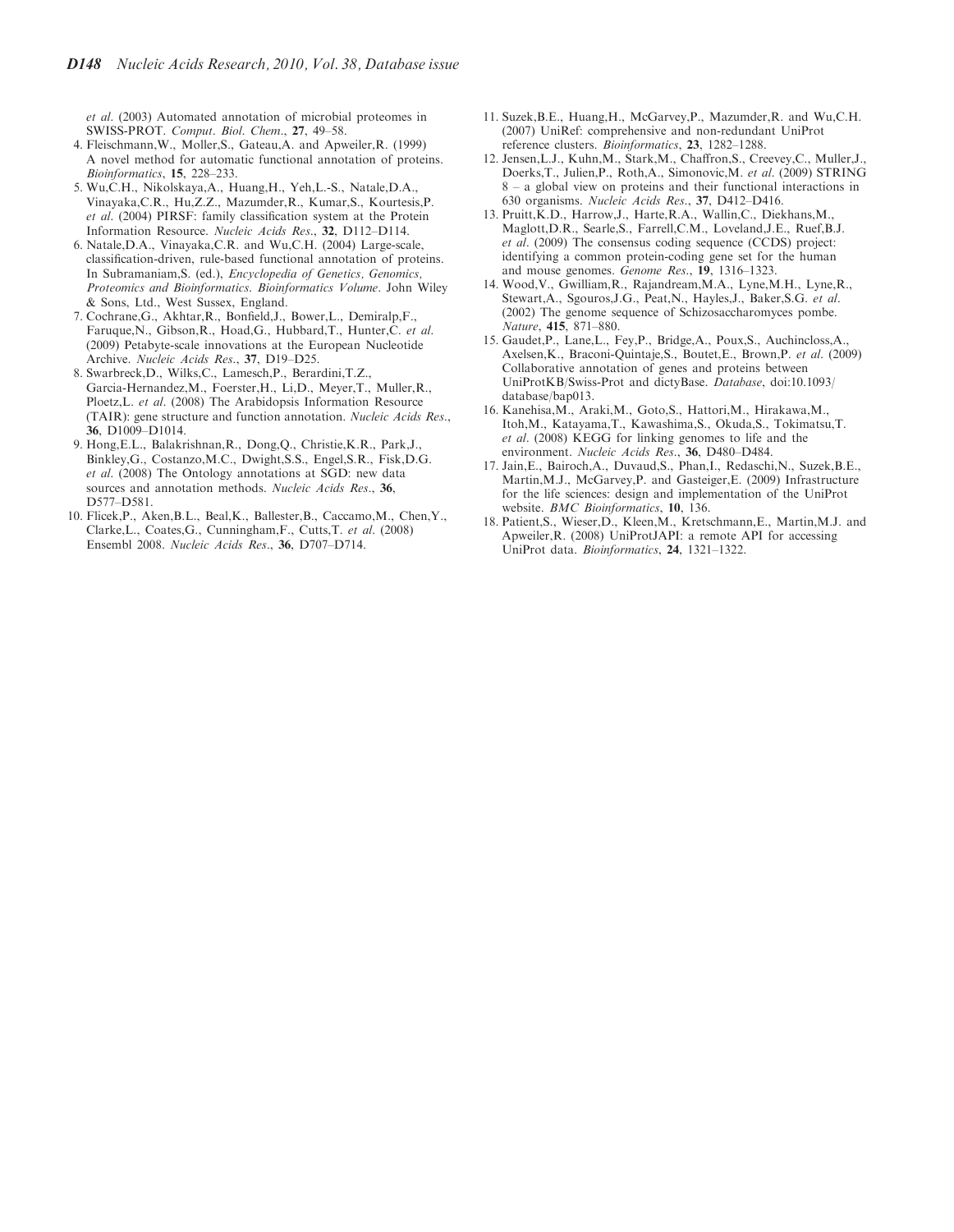et al. (2003) Automated annotation of microbial proteomes in SWISS-PROT. *Comput. Biol. Chem.*, **27**, 49–58.

4. Fleischmann,W., Moller,S., Gateau,A. and Apweiler,R. (1999) A novel method for automatic functional annotation of proteins. *Bioinformatics*, **15**, 228–233.
5. Wu,C.H., Nikolskaya,A., Huang,H., Yeh,L.-S., Natale,D.A., Vinayaka,C.R., Hu,Z.Z., Mazumder,R., Kumar,S., Kourtesis,P. *et al.* (2004) PIRSF: family classification system at the Protein Information Resource. *Nucleic Acids Res.*, **32**, D112–D114.
6. Natale,D.A., Vinayaka,C.R. and Wu,C.H. (2004) Large-scale, classification-driven, rule-based functional annotation of proteins. In Subramaniam,S. (ed.), *Encyclopedia of Genetics, Genomics, Proteomics and Bioinformatics. Bioinformatics Volume*. John Wiley & Sons, Ltd., West Sussex, England.
7. Cochrane,G., Akhtar,R., Bonfield,J., Bower,L., Demiralp,F., Faruque,N., Gibson,R., Hoad,G., Hubbard,T., Hunter,C. *et al.* (2009) Petabyte-scale innovations at the European Nucleotide Archive. *Nucleic Acids Res.*, **37**, D19–D25.
8. Swarbreck,D., Wilks,C., Lamesch,P., Berardini,T.Z., Garcia-Hernandez,M., Foerster,H., Li,D., Meyer,T., Muller,R., Ploetz,L. *et al.* (2008) The Arabidopsis Information Resource (TAIR): gene structure and function annotation. *Nucleic Acids Res.*, **36**, D1009–D1014.
9. Hong,E.L., Balakrishnan,R., Dong,Q., Christie,K.R., Park,J., Binkley,G., Costanzo,M.C., Dwight,S.S., Engel,S.R., Fisk,D.G. *et al.* (2008) The Ontology annotations at SGD: new data sources and annotation methods. *Nucleic Acids Res.*, **36**, D577–D581.
10. Flicek,P., Aken,B.L., Beal,K., Ballester,B., Caccamo,M., Chen,Y., Clarke,L., Coates,G., Cunningham,F., Cutts,T. *et al.* (2008) Ensembl 2008. *Nucleic Acids Res.*, **36**, D707–D714.
11. Suzek,B.E., Huang,H., McGarvey,P., Mazumder,R. and Wu,C.H. (2007) UniRef: comprehensive and non-redundant UniProt reference clusters. *Bioinformatics*, **23**, 1282–1288.
12. Jensen,L.J., Kuhn,M., Stark,M., Chaffron,S., Creevey,C., Muller,J., Doerks,T., Julien,P., Roth,A., Simonovic,M. *et al.* (2009) STRING 8 – a global view on proteins and their functional interactions in 630 organisms. *Nucleic Acids Res.*, **37**, D412–D416.
13. Pruitt,K.D., Harrow,J., Harte,R.A., Wallin,C., Diekhans,M., Maglott,D.R., Searle,S., Farrell,C.M., Loveland,J.E., Ruef,B.J. *et al.* (2009) The consensus coding sequence (CCDS) project: identifying a common protein-coding gene set for the human and mouse genomes. *Genome Res.*, **19**, 1316–1323.
14. Wood,V., Gwilliam,R., Rajandream,M.A., Lyne,M.H., Lyne,R., Stewart,A., Sgouros,J.G., Peat,N., Hayles,J., Baker,S.G. *et al.* (2002) The genome sequence of Schizosaccharomyces pombe. *Nature*, **415**, 871–880.
15. Gaudet,P., Lane,L., Fey,P., Bridge,A., Poux,S., Auchincloss,A., Axelsen,K., Braconi-Quintaje,S., Boutet,E., Brown,P. *et al.* (2009) Collaborative annotation of genes and proteins between UniProtKB/Swiss-Prot and dictyBase. *Database*, doi:10.1093/database/bap013.
16. Kanehisa,M., Araki,M., Goto,S., Hattori,M., Hirakawa,M., Itoh,M., Katayama,T., Kawashima,S., Okuda,S., Tokimatsu,T. *et al.* (2008) KEGG for linking genomes to life and the environment. *Nucleic Acids Res.*, **36**, D480–D484.
17. Jain,E., Bairoch,A., Duvaud,S., Phan,I., Redaschi,N., Suzek,B.E., Martin,M.J., McGarvey,P. and Gasteiger,E. (2009) Infrastructure for the life sciences: design and implementation of the UniProt website. *BMC Bioinformatics*, **10**, 136.
18. Patient,S., Wieser,D., Kleen,M., Kretschmann,E., Martin,M.J. and Apweiler,R. (2008) UniProtJAPI: a remote API for accessing UniProt data. *Bioinformatics*, **24**, 1321–1322.